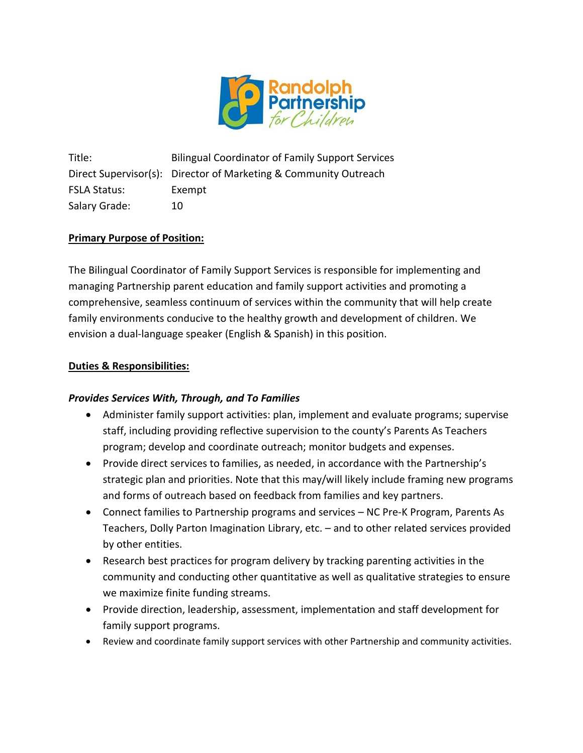| | |
|---|---|
| Title: | Bilingual Coordinator of Family Support Services |
| Direct Supervisor(s): | Director of Marketing & Community Outreach |
| FSLA Status: | Exempt |
| Salary Grade: | 10 |

**<u>Primary Purpose of Position:</u>**

The Bilingual Coordinator of Family Support Services is responsible for implementing and managing Partnership parent education and family support activities and promoting a comprehensive, seamless continuum of services within the community that will help create family environments conducive to the healthy growth and development of children. We envision a dual-language speaker (English & Spanish) in this position.

**<u>Duties & Responsibilities:</u>**

***Provides Services With, Through, and To Families***

- Administer family support activities: plan, implement and evaluate programs; supervise staff, including providing reflective supervision to the county's Parents As Teachers program; develop and coordinate outreach; monitor budgets and expenses.
- Provide direct services to families, as needed, in accordance with the Partnership's strategic plan and priorities. Note that this may/will likely include framing new programs and forms of outreach based on feedback from families and key partners.
- Connect families to Partnership programs and services – NC Pre-K Program, Parents As Teachers, Dolly Parton Imagination Library, etc. – and to other related services provided by other entities.
- Research best practices for program delivery by tracking parenting activities in the community and conducting other quantitative as well as qualitative strategies to ensure we maximize finite funding streams.
- Provide direction, leadership, assessment, implementation and staff development for family support programs.
- Review and coordinate family support services with other Partnership and community activities.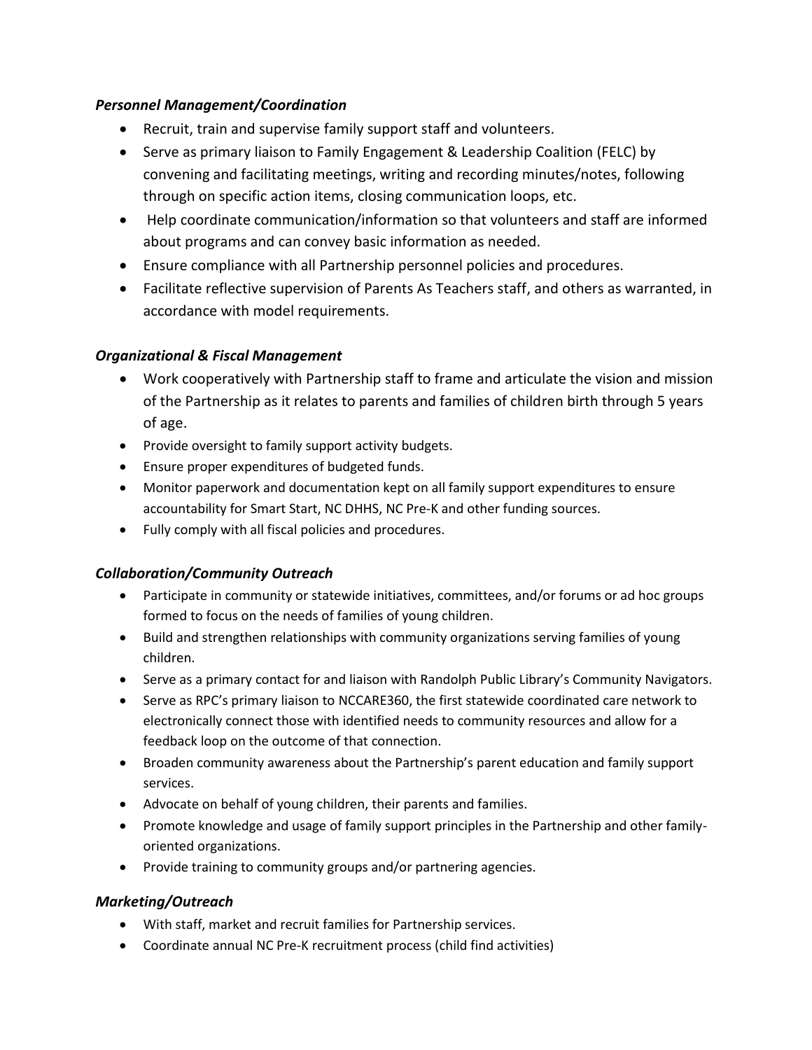***Personnel Management/Coordination***

- Recruit, train and supervise family support staff and volunteers.
- Serve as primary liaison to Family Engagement & Leadership Coalition (FELC) by convening and facilitating meetings, writing and recording minutes/notes, following through on specific action items, closing communication loops, etc.
- Help coordinate communication/information so that volunteers and staff are informed about programs and can convey basic information as needed.
- Ensure compliance with all Partnership personnel policies and procedures.
- Facilitate reflective supervision of Parents As Teachers staff, and others as warranted, in accordance with model requirements.

***Organizational & Fiscal Management***

- Work cooperatively with Partnership staff to frame and articulate the vision and mission of the Partnership as it relates to parents and families of children birth through 5 years of age.
- Provide oversight to family support activity budgets.
- Ensure proper expenditures of budgeted funds.
- Monitor paperwork and documentation kept on all family support expenditures to ensure accountability for Smart Start, NC DHHS, NC Pre-K and other funding sources.
- Fully comply with all fiscal policies and procedures.

***Collaboration/Community Outreach***

- Participate in community or statewide initiatives, committees, and/or forums or ad hoc groups formed to focus on the needs of families of young children.
- Build and strengthen relationships with community organizations serving families of young children.
- Serve as a primary contact for and liaison with Randolph Public Library's Community Navigators.
- Serve as RPC's primary liaison to NCCARE360, the first statewide coordinated care network to electronically connect those with identified needs to community resources and allow for a feedback loop on the outcome of that connection.
- Broaden community awareness about the Partnership's parent education and family support services.
- Advocate on behalf of young children, their parents and families.
- Promote knowledge and usage of family support principles in the Partnership and other family-oriented organizations.
- Provide training to community groups and/or partnering agencies.

***Marketing/Outreach***

- With staff, market and recruit families for Partnership services.
- Coordinate annual NC Pre-K recruitment process (child find activities)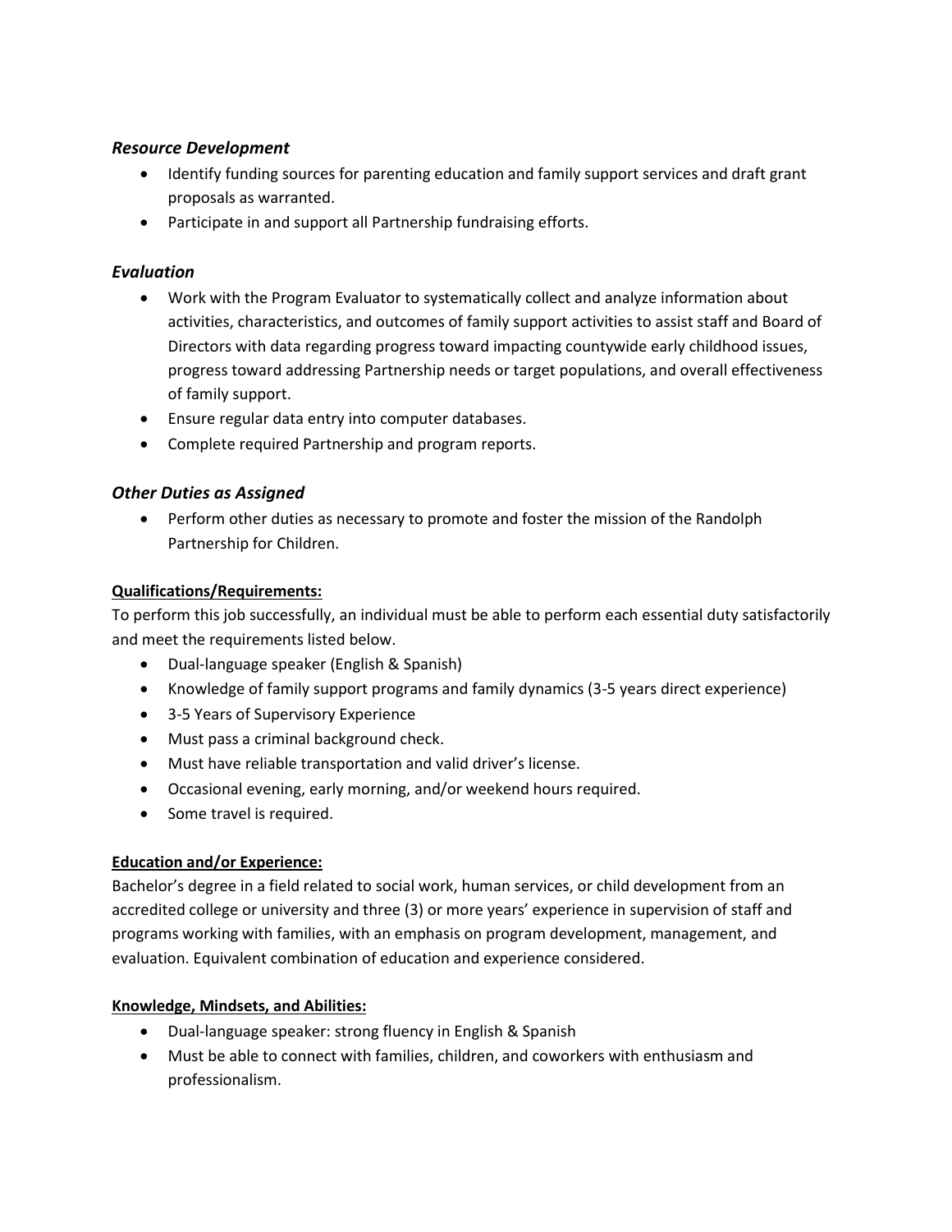### *Resource Development*

- Identify funding sources for parenting education and family support services and draft grant proposals as warranted.
- Participate in and support all Partnership fundraising efforts.

### *Evaluation*

- Work with the Program Evaluator to systematically collect and analyze information about activities, characteristics, and outcomes of family support activities to assist staff and Board of Directors with data regarding progress toward impacting countywide early childhood issues, progress toward addressing Partnership needs or target populations, and overall effectiveness of family support.
- Ensure regular data entry into computer databases.
- Complete required Partnership and program reports.

### *Other Duties as Assigned*

- Perform other duties as necessary to promote and foster the mission of the Randolph Partnership for Children.

**Qualifications/Requirements:**

To perform this job successfully, an individual must be able to perform each essential duty satisfactorily and meet the requirements listed below.

- Dual-language speaker (English & Spanish)
- Knowledge of family support programs and family dynamics (3-5 years direct experience)
- 3-5 Years of Supervisory Experience
- Must pass a criminal background check.
- Must have reliable transportation and valid driver's license.
- Occasional evening, early morning, and/or weekend hours required.
- Some travel is required.

**Education and/or Experience:**

Bachelor's degree in a field related to social work, human services, or child development from an accredited college or university and three (3) or more years' experience in supervision of staff and programs working with families, with an emphasis on program development, management, and evaluation. Equivalent combination of education and experience considered.

**Knowledge, Mindsets, and Abilities:**

- Dual-language speaker: strong fluency in English & Spanish
- Must be able to connect with families, children, and coworkers with enthusiasm and professionalism.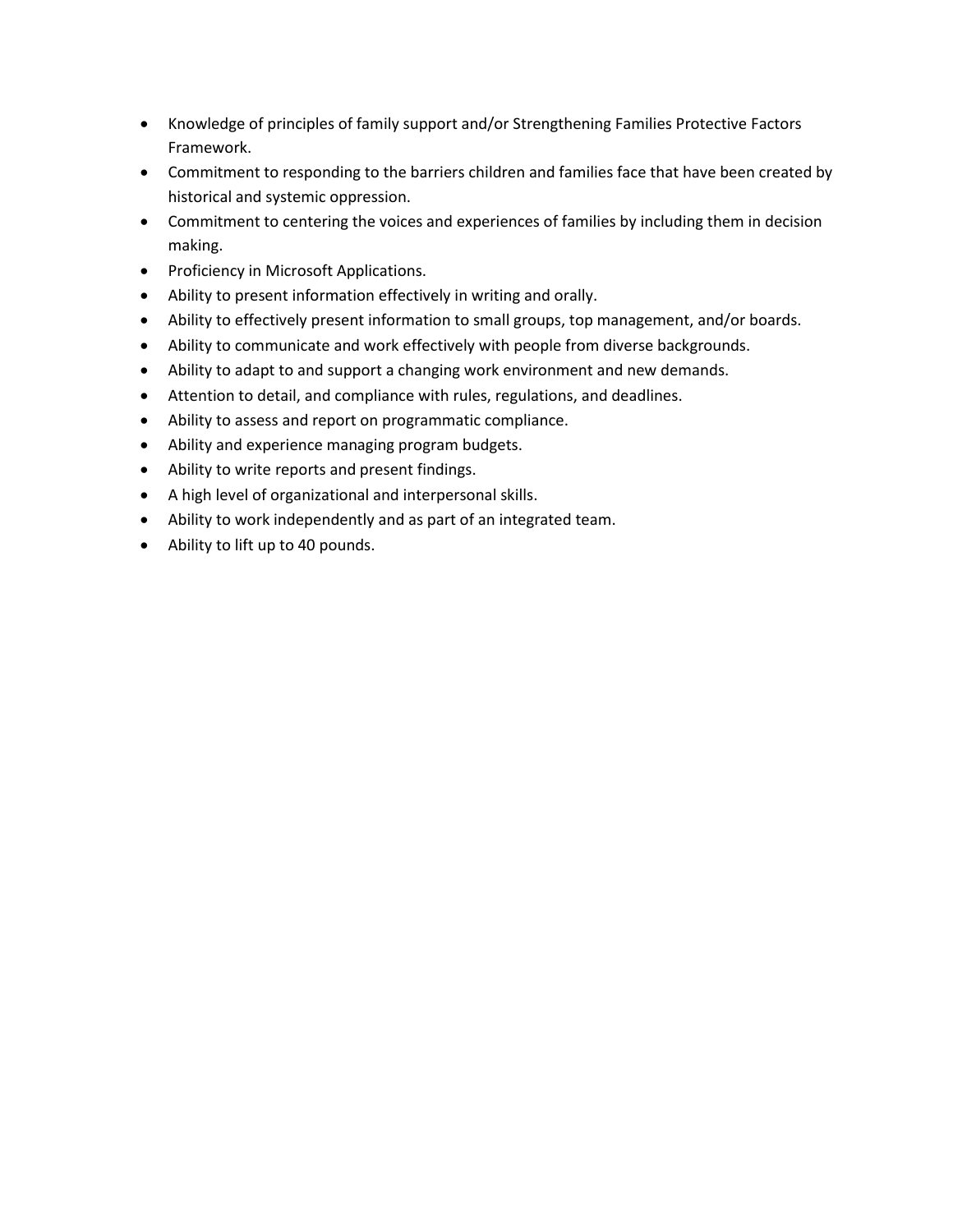- Knowledge of principles of family support and/or Strengthening Families Protective Factors Framework.
- Commitment to responding to the barriers children and families face that have been created by historical and systemic oppression.
- Commitment to centering the voices and experiences of families by including them in decision making.
- Proficiency in Microsoft Applications.
- Ability to present information effectively in writing and orally.
- Ability to effectively present information to small groups, top management, and/or boards.
- Ability to communicate and work effectively with people from diverse backgrounds.
- Ability to adapt to and support a changing work environment and new demands.
- Attention to detail, and compliance with rules, regulations, and deadlines.
- Ability to assess and report on programmatic compliance.
- Ability and experience managing program budgets.
- Ability to write reports and present findings.
- A high level of organizational and interpersonal skills.
- Ability to work independently and as part of an integrated team.
- Ability to lift up to 40 pounds.